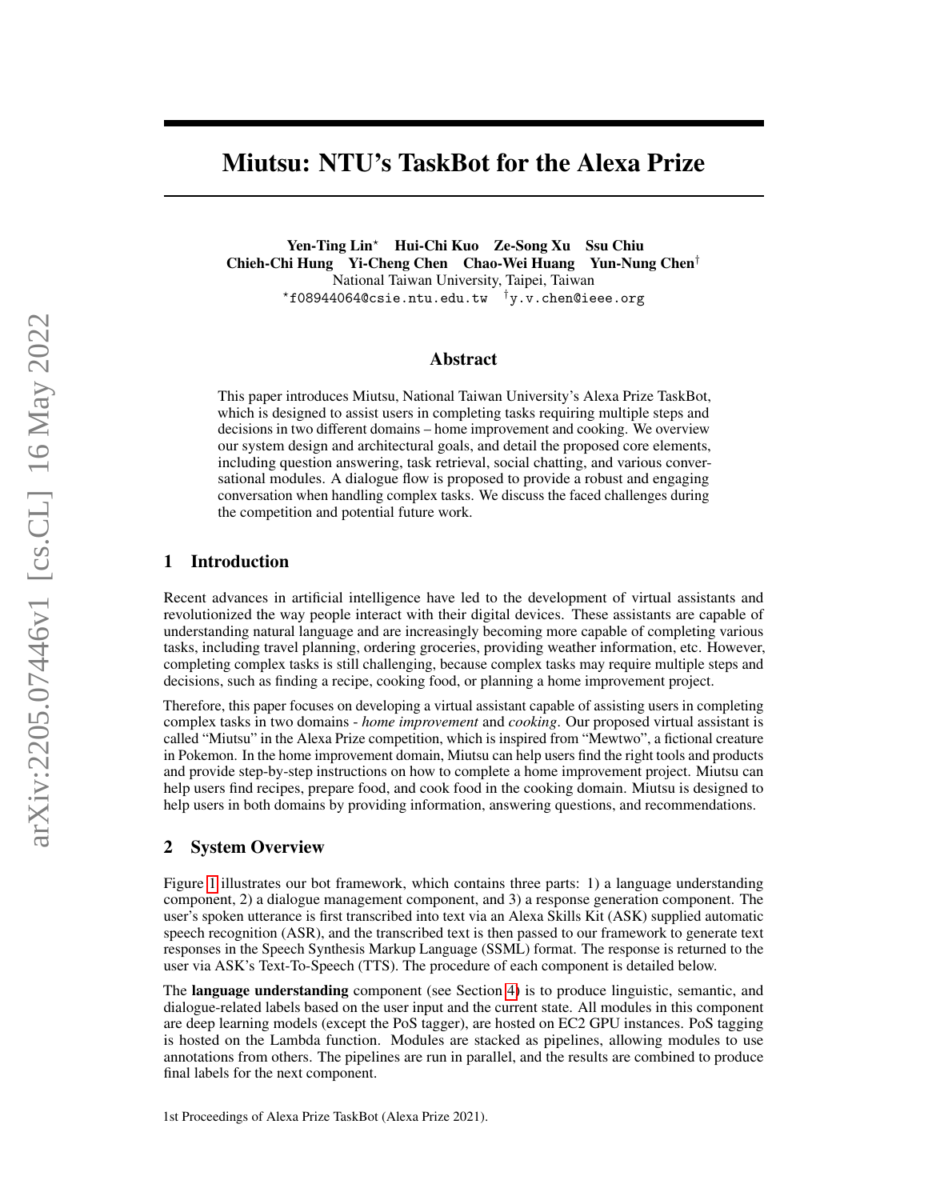# Miutsu: NTU's TaskBot for the Alexa Prize

**Yen-Ting Lin**[*] **Hui-Chi Kuo** **Ze-Song Xu** **Ssu Chiu**
**Chieh-Chi Hung** **Yi-Cheng Chen** **Chao-Wei Huang** **Yun-Nung Chen**[†]
National Taiwan University, Taipei, Taiwan
[*]f08944064@csie.ntu.edu.tw [†]y.v.chen@ieee.org

## Abstract

This paper introduces Miutsu, National Taiwan University's Alexa Prize TaskBot, which is designed to assist users in completing tasks requiring multiple steps and decisions in two different domains – home improvement and cooking. We overview our system design and architectural goals, and detail the proposed core elements, including question answering, task retrieval, social chatting, and various conversational modules. A dialogue flow is proposed to provide a robust and engaging conversation when handling complex tasks. We discuss the faced challenges during the competition and potential future work.

## 1 Introduction

Recent advances in artificial intelligence have led to the development of virtual assistants and revolutionized the way people interact with their digital devices. These assistants are capable of understanding natural language and are increasingly becoming more capable of completing various tasks, including travel planning, ordering groceries, providing weather information, etc. However, completing complex tasks is still challenging, because complex tasks may require multiple steps and decisions, such as finding a recipe, cooking food, or planning a home improvement project.

Therefore, this paper focuses on developing a virtual assistant capable of assisting users in completing complex tasks in two domains - *home improvement* and *cooking*. Our proposed virtual assistant is called "Miutsu" in the Alexa Prize competition, which is inspired from "Mewtwo", a fictional creature in Pokemon. In the home improvement domain, Miutsu can help users find the right tools and products and provide step-by-step instructions on how to complete a home improvement project. Miutsu can help users find recipes, prepare food, and cook food in the cooking domain. Miutsu is designed to help users in both domains by providing information, answering questions, and recommendations.

## 2 System Overview

Figure 1 illustrates our bot framework, which contains three parts: 1) a language understanding component, 2) a dialogue management component, and 3) a response generation component. The user's spoken utterance is first transcribed into text via an Alexa Skills Kit (ASK) supplied automatic speech recognition (ASR), and the transcribed text is then passed to our framework to generate text responses in the Speech Synthesis Markup Language (SSML) format. The response is returned to the user via ASK's Text-To-Speech (TTS). The procedure of each component is detailed below.

The **language understanding** component (see Section 4) is to produce linguistic, semantic, and dialogue-related labels based on the user input and the current state. All modules in this component are deep learning models (except the PoS tagger), are hosted on EC2 GPU instances. PoS tagging is hosted on the Lambda function. Modules are stacked as pipelines, allowing modules to use annotations from others. The pipelines are run in parallel, and the results are combined to produce final labels for the next component.

1st Proceedings of Alexa Prize TaskBot (Alexa Prize 2021).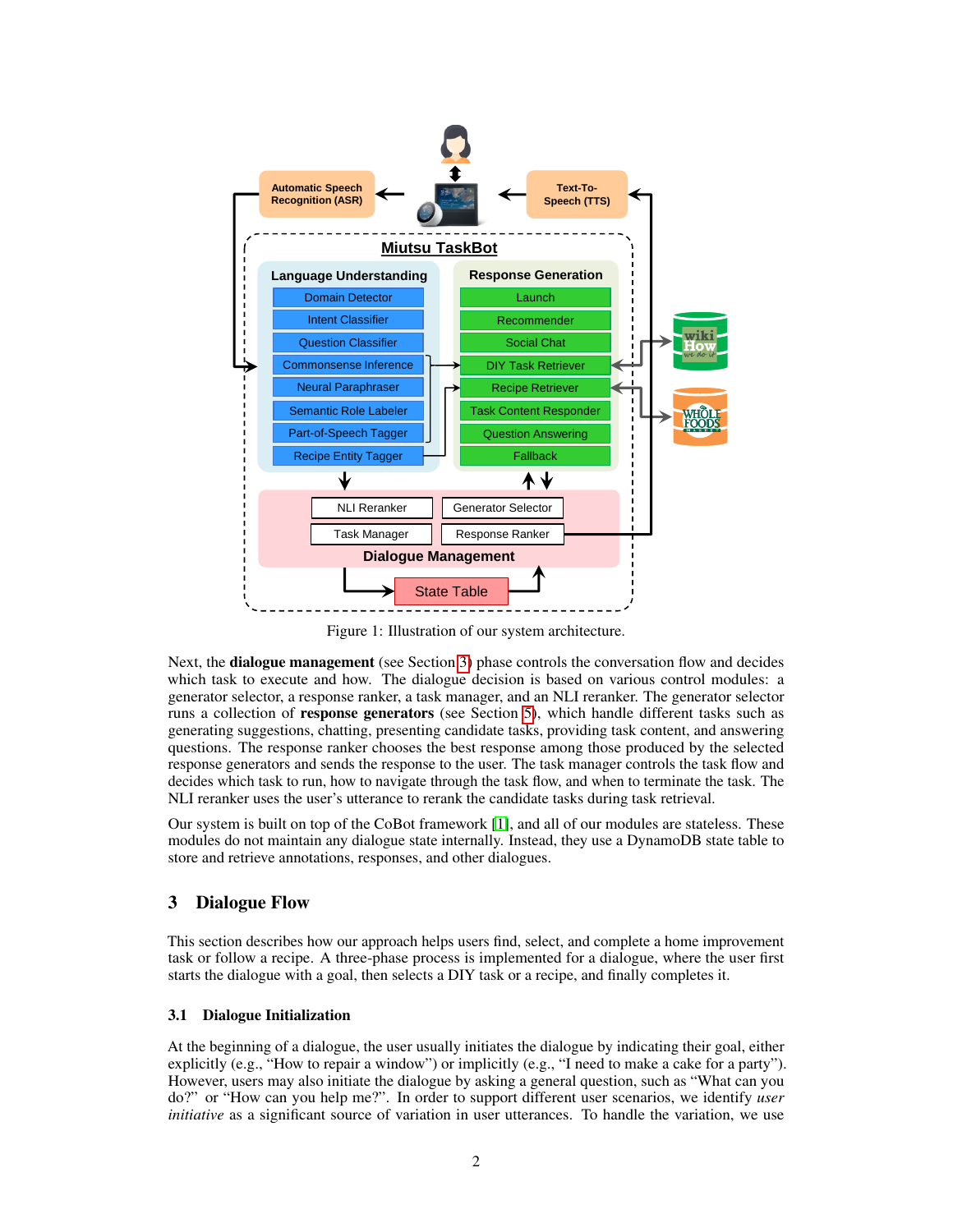Figure 1: Illustration of our system architecture.

Next, the **dialogue management** (see Section 3) phase controls the conversation flow and decides which task to execute and how. The dialogue decision is based on various control modules: a generator selector, a response ranker, a task manager, and an NLI reranker. The generator selector runs a collection of **response generators** (see Section 5), which handle different tasks such as generating suggestions, chatting, presenting candidate tasks, providing task content, and answering questions. The response ranker chooses the best response among those produced by the selected response generators and sends the response to the user. The task manager controls the task flow and decides which task to run, how to navigate through the task flow, and when to terminate the task. The NLI reranker uses the user's utterance to rerank the candidate tasks during task retrieval.

Our system is built on top of the CoBot framework [1], and all of our modules are stateless. These modules do not maintain any dialogue state internally. Instead, they use a DynamoDB state table to store and retrieve annotations, responses, and other dialogues.

## 3 Dialogue Flow

This section describes how our approach helps users find, select, and complete a home improvement task or follow a recipe. A three-phase process is implemented for a dialogue, where the user first starts the dialogue with a goal, then selects a DIY task or a recipe, and finally completes it.

### 3.1 Dialogue Initialization

At the beginning of a dialogue, the user usually initiates the dialogue by indicating their goal, either explicitly (e.g., "How to repair a window") or implicitly (e.g., "I need to make a cake for a party"). However, users may also initiate the dialogue by asking a general question, such as "What can you do?" or "How can you help me?". In order to support different user scenarios, we identify *user initiative* as a significant source of variation in user utterances. To handle the variation, we use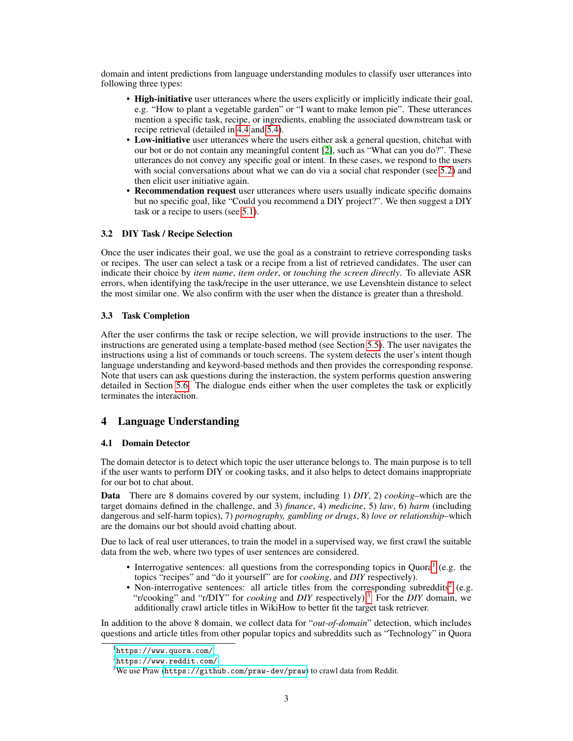domain and intent predictions from language understanding modules to classify user utterances into following three types:

- **High-initiative** user utterances where the users explicitly or implicitly indicate their goal, e.g. "How to plant a vegetable garden" or "I want to make lemon pie". These utterances mention a specific task, recipe, or ingredients, enabling the associated downstream task or recipe retrieval (detailed in 4.4 and 5.4).
- **Low-initiative** user utterances where the users either ask a general question, chitchat with our bot or do not contain any meaningful content [2], such as "What can you do?". These utterances do not convey any specific goal or intent. In these cases, we respond to the users with social conversations about what we can do via a social chat responder (see 5.2) and then elicit user initiative again.
- **Recommendation request** user utterances where users usually indicate specific domains but no specific goal, like "Could you recommend a DIY project?". We then suggest a DIY task or a recipe to users (see 5.1).

### 3.2 DIY Task / Recipe Selection

Once the user indicates their goal, we use the goal as a constraint to retrieve corresponding tasks or recipes. The user can select a task or a recipe from a list of retrieved candidates. The user can indicate their choice by *item name*, *item order*, or *touching the screen directly*. To alleviate ASR errors, when identifying the task/recipe in the user utterance, we use Levenshtein distance to select the most similar one. We also confirm with the user when the distance is greater than a threshold.

### 3.3 Task Completion

After the user confirms the task or recipe selection, we will provide instructions to the user. The instructions are generated using a template-based method (see Section 5.5). The user navigates the instructions using a list of commands or touch screens. The system detects the user's intent though language understanding and keyword-based methods and then provides the corresponding response. Note that users can ask questions during the interaction, the system performs question answering detailed in Section 5.6. The dialogue ends either when the user completes the task or explicitly terminates the interaction.

## 4 Language Understanding

### 4.1 Domain Detector

The domain detector is to detect which topic the user utterance belongs to. The main purpose is to tell if the user wants to perform DIY or cooking tasks, and it also helps to detect domains inappropriate for our bot to chat about.

**Data** There are 8 domains covered by our system, including 1) *DIY*, 2) *cooking*–which are the target domains defined in the challenge, and 3) *finance*, 4) *medicine*, 5) *law*, 6) *harm* (including dangerous and self-harm topics), 7) *pornography, gambling or drugs*, 8) *love or relationship*–which are the domains our bot should avoid chatting about.

Due to lack of real user utterances, to train the model in a supervised way, we first crawl the suitable data from the web, where two types of user sentences are considered.

- Interrogative sentences: all questions from the corresponding topics in Quora[1] (e.g. the topics "recipes" and "do it yourself" are for *cooking*, and *DIY* respectively).
- Non-interrogative sentences: all article titles from the corresponding subreddits[2] (e.g. "r/cooking" and "r/DIY" for *cooking* and *DIY* respectively).[3] For the *DIY* domain, we additionally crawl article titles in WikiHow to better fit the target task retriever.

In addition to the above 8 domain, we collect data for "*out-of-domain*" detection, which includes questions and article titles from other popular topics and subreddits such as "Technology" in Quora

[1] https://www.quora.com/

[2] https://www.reddit.com/

[3] We use Praw (https://github.com/praw-dev/praw) to crawl data from Reddit.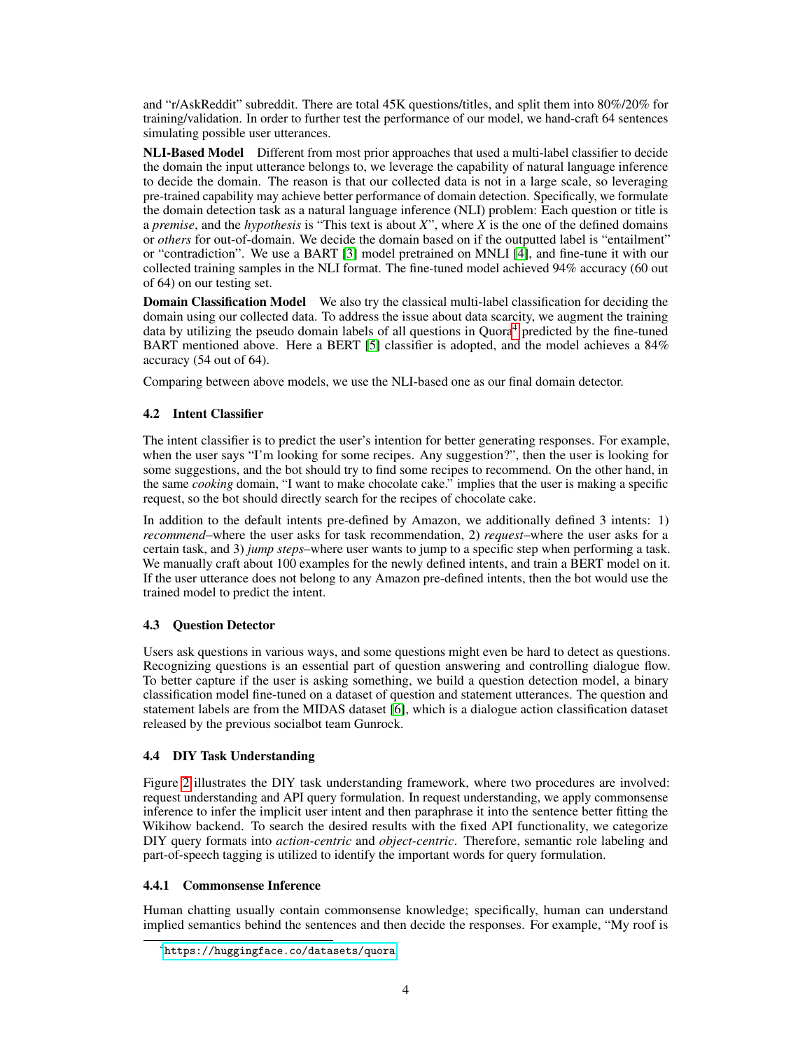and "r/AskReddit" subreddit. There are total 45K questions/titles, and split them into 80%/20% for training/validation. In order to further test the performance of our model, we hand-craft 64 sentences simulating possible user utterances.

**NLI-Based Model** Different from most prior approaches that used a multi-label classifier to decide the domain the input utterance belongs to, we leverage the capability of natural language inference to decide the domain. The reason is that our collected data is not in a large scale, so leveraging pre-trained capability may achieve better performance of domain detection. Specifically, we formulate the domain detection task as a natural language inference (NLI) problem: Each question or title is a *premise*, and the *hypothesis* is "This text is about *X*", where *X* is the one of the defined domains or *others* for out-of-domain. We decide the domain based on if the outputted label is "entailment" or "contradiction". We use a BART [3] model pretrained on MNLI [4], and fine-tune it with our collected training samples in the NLI format. The fine-tuned model achieved 94% accuracy (60 out of 64) on our testing set.

**Domain Classification Model** We also try the classical multi-label classification for deciding the domain using our collected data. To address the issue about data scarcity, we augment the training data by utilizing the pseudo domain labels of all questions in Quora[4] predicted by the fine-tuned BART mentioned above. Here a BERT [5] classifier is adopted, and the model achieves a 84% accuracy (54 out of 64).

Comparing between above models, we use the NLI-based one as our final domain detector.

### 4.2 Intent Classifier

The intent classifier is to predict the user's intention for better generating responses. For example, when the user says "I'm looking for some recipes. Any suggestion?", then the user is looking for some suggestions, and the bot should try to find some recipes to recommend. On the other hand, in the same *cooking* domain, "I want to make chocolate cake." implies that the user is making a specific request, so the bot should directly search for the recipes of chocolate cake.

In addition to the default intents pre-defined by Amazon, we additionally defined 3 intents: 1) *recommend*–where the user asks for task recommendation, 2) *request*–where the user asks for a certain task, and 3) *jump steps*–where user wants to jump to a specific step when performing a task. We manually craft about 100 examples for the newly defined intents, and train a BERT model on it. If the user utterance does not belong to any Amazon pre-defined intents, then the bot would use the trained model to predict the intent.

### 4.3 Question Detector

Users ask questions in various ways, and some questions might even be hard to detect as questions. Recognizing questions is an essential part of question answering and controlling dialogue flow. To better capture if the user is asking something, we build a question detection model, a binary classification model fine-tuned on a dataset of question and statement utterances. The question and statement labels are from the MIDAS dataset [6], which is a dialogue action classification dataset released by the previous socialbot team Gunrock.

### 4.4 DIY Task Understanding

Figure 2 illustrates the DIY task understanding framework, where two procedures are involved: request understanding and API query formulation. In request understanding, we apply commonsense inference to infer the implicit user intent and then paraphrase it into the sentence better fitting the Wikihow backend. To search the desired results with the fixed API functionality, we categorize DIY query formats into *action-centric* and *object-centric*. Therefore, semantic role labeling and part-of-speech tagging is utilized to identify the important words for query formulation.

#### 4.4.1 Commonsense Inference

Human chatting usually contain commonsense knowledge; specifically, human can understand implied semantics behind the sentences and then decide the responses. For example, "My roof is

[4] https://huggingface.co/datasets/quora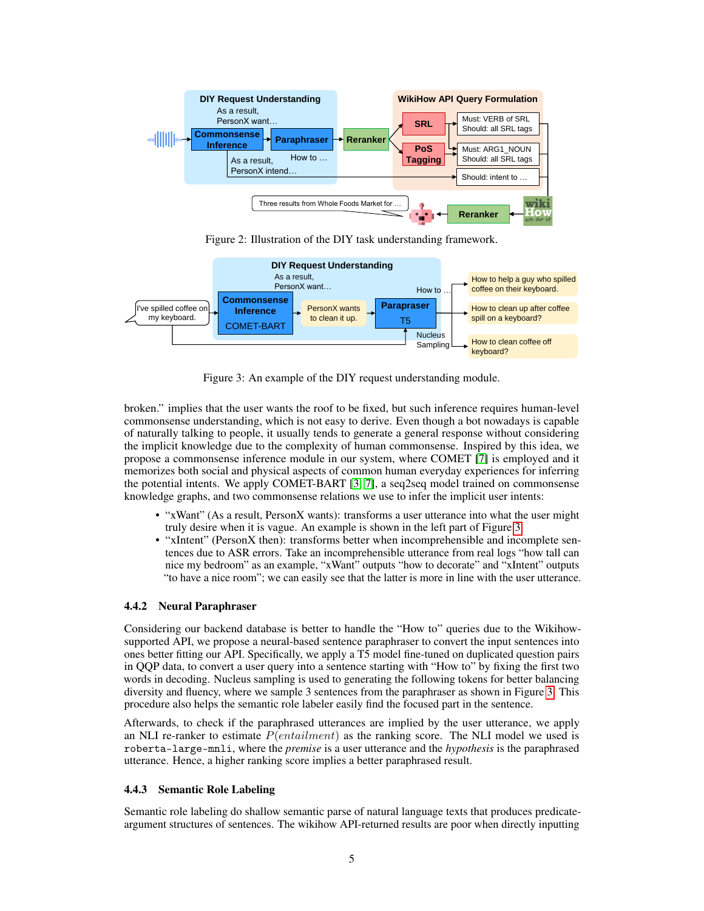Figure 2: Illustration of the DIY task understanding framework.

Figure 3: An example of the DIY request understanding module.

broken." implies that the user wants the roof to be fixed, but such inference requires human-level commonsense understanding, which is not easy to derive. Even though a bot nowadays is capable of naturally talking to people, it usually tends to generate a general response without considering the implicit knowledge due to the complexity of human commonsense. Inspired by this idea, we propose a commonsense inference module in our system, where COMET [7] is employed and it memorizes both social and physical aspects of common human everyday experiences for inferring the potential intents. We apply COMET-BART [3, 7], a seq2seq model trained on commonsense knowledge graphs, and two commonsense relations we use to infer the implicit user intents:

- "xWant" (As a result, PersonX wants): transforms user utterance into what the user might truly desire when it is vague. An example is shown in the left part of Figure 3.
- "xIntent" (PersonX then): transforms better when incomprehensible and incomplete sentences due to ASR errors. Take an incomprehensible utterance from real logs "how tall can nice my bedroom" as an example, "xWant" outputs "how to decorate" and "xIntent" outputs "to have a nice room"; we can easily see that the latter is more in line with the user utterance.

#### 4.4.2 Neural Paraphraser

Considering our backend database is better to handle the "How to" queries due to the Wikihow-supported API, we propose a neural-based sentence paraphraser to convert the input sentences into ones better fitting our API. Specifically, we apply a T5 model fine-tuned on duplicated question pairs in QQP data, to convert a user query into a sentence starting with "How to" by fixing the first two words in decoding. Nucleus sampling is used to generating the following tokens for better balancing diversity and fluency, where we sample 3 sentences from the paraphraser as shown in Figure 3. This procedure also helps the semantic role labeler easily find the focused part in the sentence.

Afterwards, to check if the paraphrased utterances are implied by the user utterance, we apply an NLI re-ranker to estimate $P(entailment)$ as the ranking score. The NLI model we used is `roberta-large-mnli`, where the *premise* is a user utterance and the *hypothesis* is the paraphrased utterance. Hence, a higher ranking score implies a better paraphrased result.

#### 4.4.3 Semantic Role Labeling

Semantic role labeling do shallow semantic parse of natural language texts that produces predicate-argument structures of sentences. The wikihow API-returned results are poor when directly inputting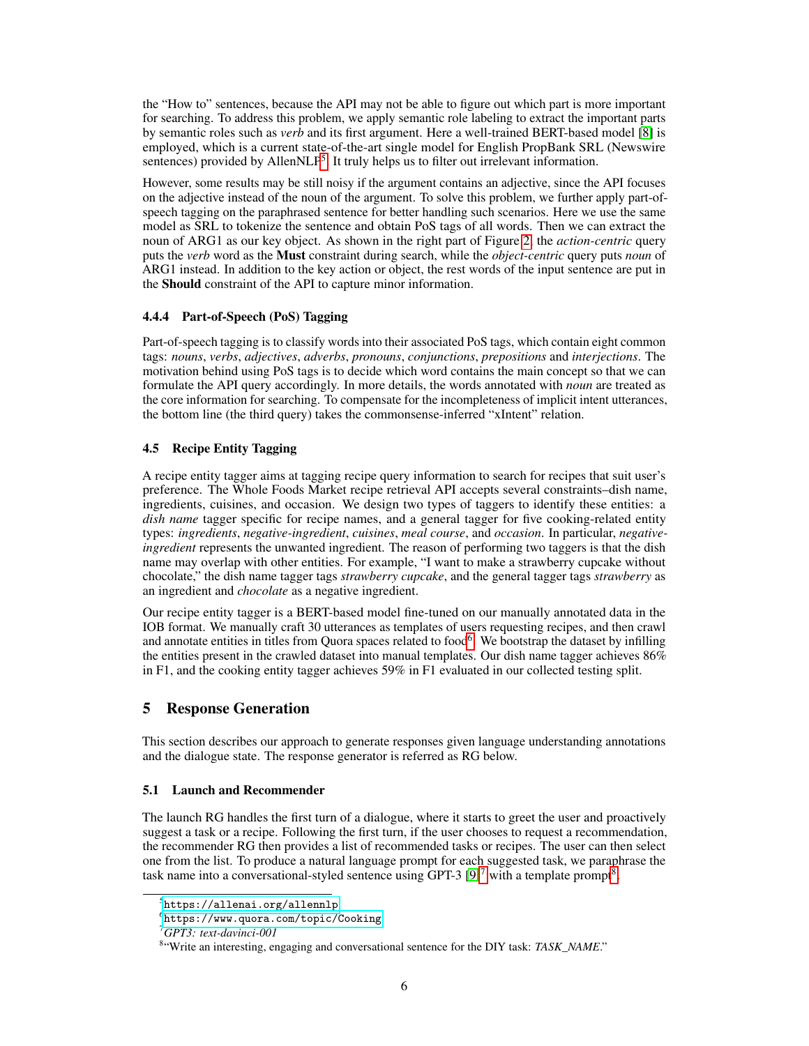the "How to" sentences, because the API may not be able to figure out which part is more important for searching. To address this problem, we apply semantic role labeling to extract the important parts by semantic roles such as *verb* and its first argument. Here a well-trained BERT-based model [8] is employed, which is a current state-of-the-art single model for English PropBank SRL (Newswire sentences) provided by AllenNLP[5]. It truly helps us to filter out irrelevant information.

However, some results may be still noisy if the argument contains an adjective, since the API focuses on the adjective instead of the noun of the argument. To solve this problem, we further apply part-of-speech tagging on the paraphrased sentence for better handling such scenarios. Here we use the same model as SRL to tokenize the sentence and obtain PoS tags of all words. Then we can extract the noun of ARG1 as our key object. As shown in the right part of Figure 2, the *action-centric* query puts the *verb* word as the **Must** constraint during search, while the *object-centric* query puts *noun* of ARG1 instead. In addition to the key action or object, the rest words of the input sentence are put in the **Should** constraint of the API to capture minor information.

#### 4.4.4 Part-of-Speech (PoS) Tagging

Part-of-speech tagging is to classify words into their associated PoS tags, which contain eight common tags: *nouns*, *verbs*, *adjectives*, *adverbs*, *pronouns*, *conjunctions*, *prepositions* and *interjections*. The motivation behind using PoS tags is to decide which word contains the main concept so that we can formulate the API query accordingly. In more details, the words annotated with *noun* are treated as the core information for searching. To compensate for the incompleteness of implicit intent utterances, the bottom line (the third query) takes the commonsense-inferred "xIntent" relation.

### 4.5 Recipe Entity Tagging

A recipe entity tagger aims at tagging recipe query information to search for recipes that suit user's preference. The Whole Foods Market recipe retrieval API accepts several constraints–dish name, ingredients, cuisines, and occasion. We design two types of taggers to identify these entities: a *dish name* tagger specific for recipe names, and a general tagger for five cooking-related entity types: *ingredients*, *negative-ingredient*, *cuisines*, *meal course*, and *occasion*. In particular, *negative-ingredient* represents the unwanted ingredient. The reason of performing two taggers is that the dish name may overlap with other entities. For example, "I want to make a strawberry cupcake without chocolate," the dish name tagger tags *strawberry cupcake*, and the general tagger tags *strawberry* as an ingredient and *chocolate* as a negative ingredient.

Our recipe entity tagger is a BERT-based model fine-tuned on our manually annotated data in the IOB format. We manually craft 30 utterances as templates of users requesting recipes, and then crawl and annotate entities in titles from Quora spaces related to food[6]. We bootstrap the dataset by infilling the entities present in the crawled dataset into manual templates. Our dish name tagger achieves 86% in F1, and the cooking entity tagger achieves 59% in F1 evaluated in our collected testing split.

## 5 Response Generation

This section describes our approach to generate responses given language understanding annotations and the dialogue state. The response generator is referred as RG below.

### 5.1 Launch and Recommender

The launch RG handles the first turn of a dialogue, where it starts to greet the user and proactively suggest a task or a recipe. Following the first turn, if the user chooses to request a recommendation, the recommender RG then provides a list of recommended tasks or recipes. The user can then select one from the list. To produce a natural language prompt for each suggested task, we paraphrase the task name into a conversational-styled sentence using GPT-3 [9][7] with a template prompt[8].

---

[5] https://allenai.org/allennlp

[6] https://www.quora.com/topic/Cooking

[7] *GPT3: text-davinci-001*

[8] "Write an interesting, engaging and conversational sentence for the DIY task: *TASK_NAME*."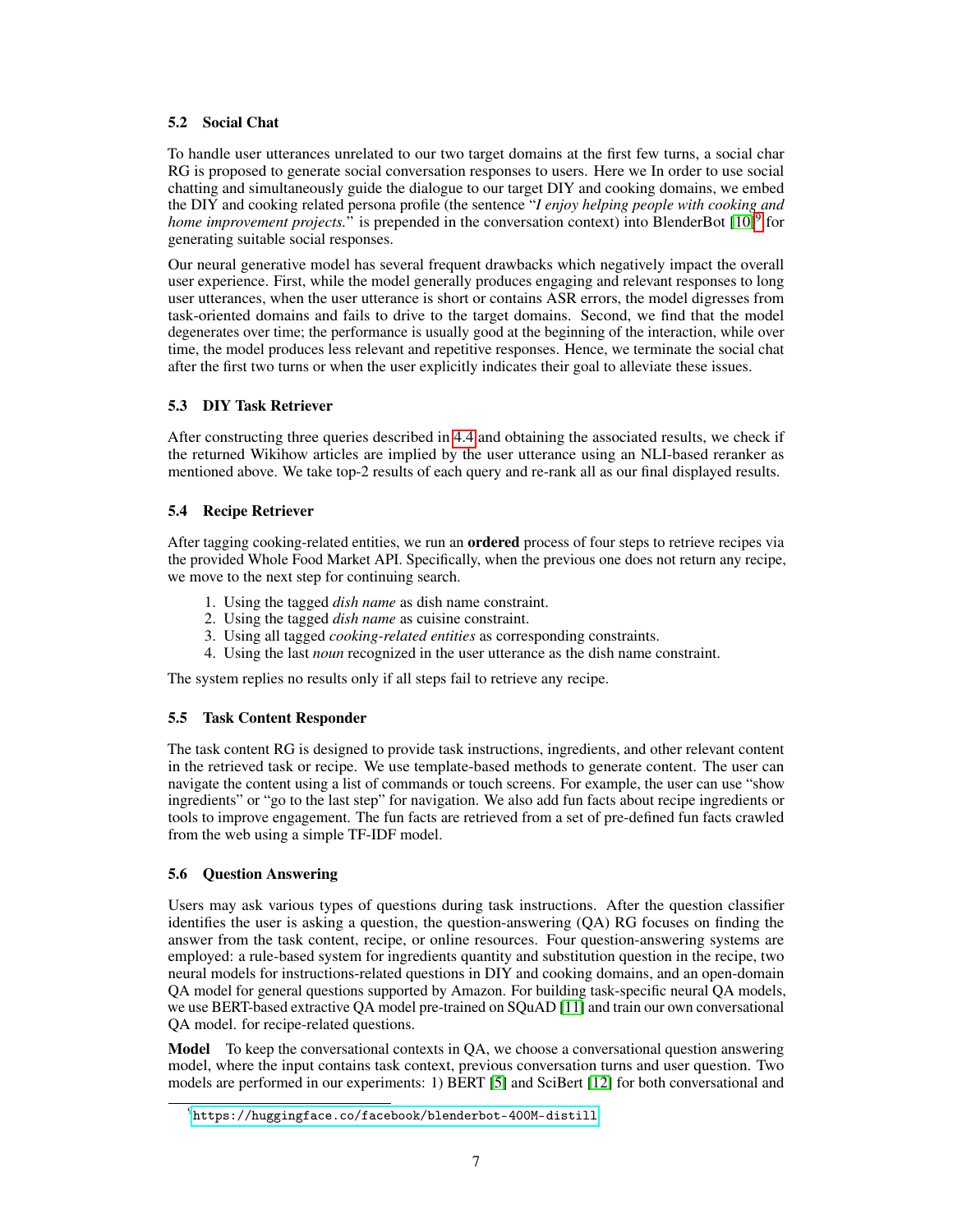### 5.2 Social Chat

To handle user utterances unrelated to our two target domains at the first few turns, a social char RG is proposed to generate social conversation responses to users. Here we In order to use social chatting and simultaneously guide the dialogue to our target DIY and cooking domains, we embed the DIY and cooking related persona profile (the sentence "*I enjoy helping people with cooking and home improvement projects.*" is prepended in the conversation context) into BlenderBot [10][9] for generating suitable social responses.

Our neural generative model has several frequent drawbacks which negatively impact the overall user experience. First, while the model generally produces engaging and relevant responses to long user utterances, when the user utterance is short or contains ASR errors, the model digresses from task-oriented domains and fails to drive to the target domains. Second, we find that the model degenerates over time; the performance is usually good at the beginning of the interaction, while over time, the model produces less relevant and repetitive responses. Hence, we terminate the social chat after the first two turns or when the user explicitly indicates their goal to alleviate these issues.

### 5.3 DIY Task Retriever

After constructing three queries described in 4.4 and obtaining the associated results, we check if the returned Wikihow articles are implied by the user utterance using an NLI-based reranker as mentioned above. We take top-2 results of each query and re-rank all as our final displayed results.

### 5.4 Recipe Retriever

After tagging cooking-related entities, we run an **ordered** process of four steps to retrieve recipes via the provided Whole Food Market API. Specifically, when the previous one does not return any recipe, we move to the next step for continuing search.

1. Using the tagged *dish name* as dish name constraint.
2. Using the tagged *dish name* as cuisine constraint.
3. Using all tagged *cooking-related entities* as corresponding constraints.
4. Using the last *noun* recognized in the user utterance as the dish name constraint.

The system replies no results only if all steps fail to retrieve any recipe.

### 5.5 Task Content Responder

The task content RG is designed to provide task instructions, ingredients, and other relevant content in the retrieved task or recipe. We use template-based methods to generate content. The user can navigate the content using a list of commands or touch screens. For example, the user can use "show ingredients" or "go to the last step" for navigation. We also add fun facts about recipe ingredients or tools to improve engagement. The fun facts are retrieved from a set of pre-defined fun facts crawled from the web using a simple TF-IDF model.

### 5.6 Question Answering

Users may ask various types of questions during task instructions. After the question classifier identifies the user is asking a question, the question-answering (QA) RG focuses on finding the answer from the task content, recipe, or online resources. Four question-answering systems are employed: a rule-based system for ingredients quantity and substitution question in the recipe, two neural models for instructions-related questions in DIY and cooking domains, and an open-domain QA model for general questions supported by Amazon. For building task-specific neural QA models, we use BERT-based extractive QA model pre-trained on SQuAD [11] and train our own conversational QA model. for recipe-related questions.

**Model** To keep the conversational contexts in QA, we choose a conversational question answering model, where the input contains task context, previous conversation turns and user question. Two models are performed in our experiments: 1) BERT [5] and SciBert [12] for both conversational and

[9] https://huggingface.co/facebook/blenderbot-400M-distill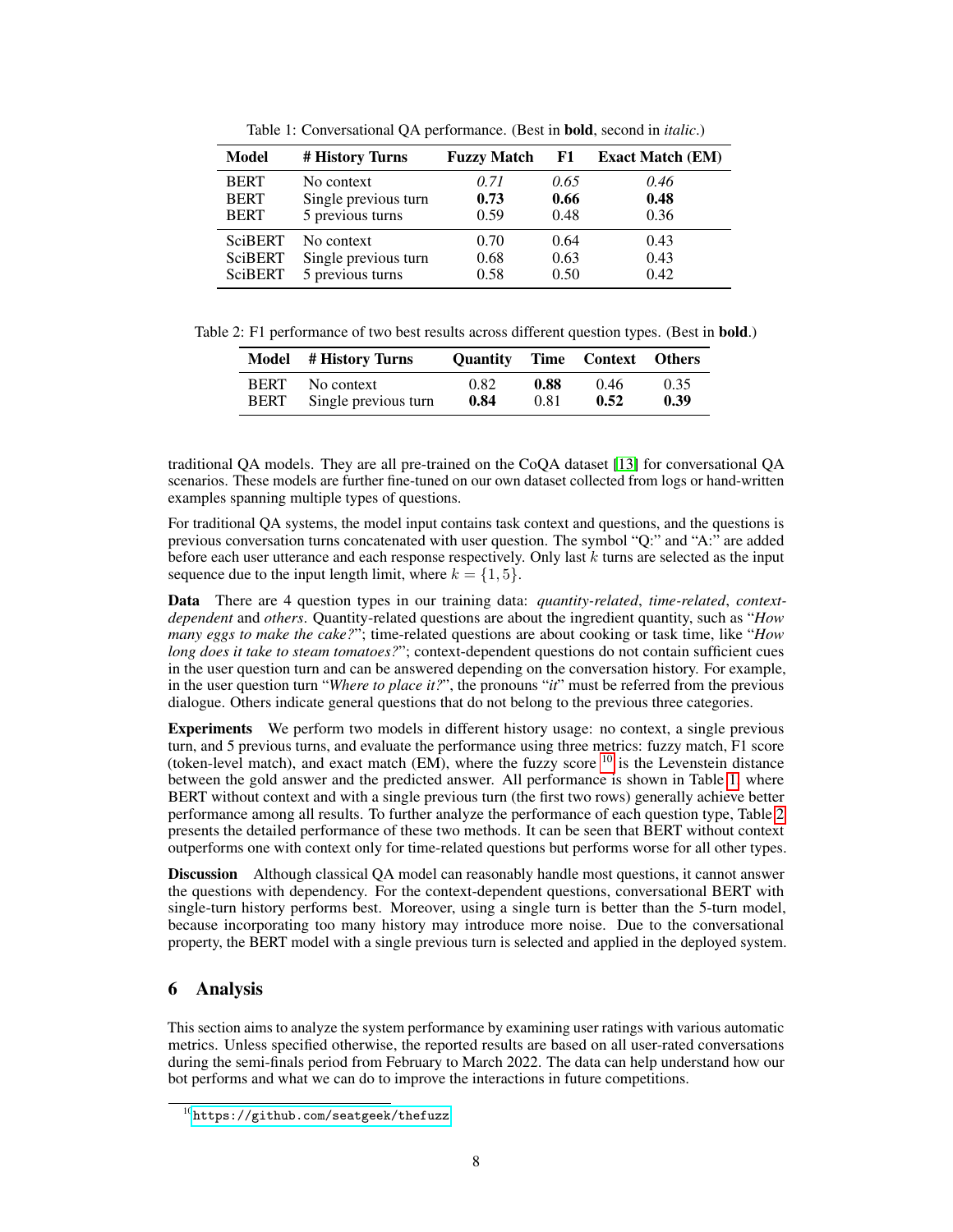Table 1: Conversational QA performance. (Best in **bold**, second in *italic*.)

| Model | # History Turns | Fuzzy Match | F1 | Exact Match (EM) |
|---|---|---|---|---|
| BERT | No context | *0.71* | *0.65* | *0.46* |
| BERT | Single previous turn | **0.73** | **0.66** | **0.48** |
| BERT | 5 previous turns | 0.59 | 0.48 | 0.36 |
| SciBERT | No context | 0.70 | 0.64 | 0.43 |
| SciBERT | Single previous turn | 0.68 | 0.63 | 0.43 |
| SciBERT | 5 previous turns | 0.58 | 0.50 | 0.42 |

Table 2: F1 performance of two best results across different question types. (Best in **bold**.)

| Model | # History Turns | Quantity | Time | Context | Others |
|---|---|---|---|---|---|
| BERT | No context | 0.82 | **0.88** | 0.46 | 0.35 |
| BERT | Single previous turn | **0.84** | 0.81 | **0.52** | **0.39** |

traditional QA models. They are all pre-trained on the CoQA dataset [13] for conversational QA scenarios. These models are further fine-tuned on our own dataset collected from logs or hand-written examples spanning multiple types of questions.

For traditional QA systems, the model input contains task context and questions, and the questions is previous conversation turns concatenated with user question. The symbol "Q:" and "A:" are added before each user utterance and each response respectively. Only last $k$ turns are selected as the input sequence due to the input length limit, where $k = \{1, 5\}$.

**Data** There are 4 question types in our training data: *quantity-related*, *time-related*, *context-dependent* and *others*. Quantity-related questions are about the ingredient quantity, such as "*How many eggs to make the cake?*"; time-related questions are about cooking or task time, like "*How long does it take to steam tomatoes?*"; context-dependent questions do not contain sufficient cues in the user question turn and can be answered depending on the conversation history. For example, in the user question turn "*Where to place it?*", the pronouns "*it*" must be referred from the previous dialogue. Others indicate general questions that do not belong to the previous three categories.

**Experiments** We perform two models in different history usage: no context, a single previous turn, and 5 previous turns, and evaluate the performance using three metrics: fuzzy match, F1 score (token-level match), and exact match (EM), where the fuzzy score [10] is the Levenstein distance between the gold answer and the predicted answer. All performance is shown in Table 1, where BERT without context and with a single previous turn (the first two rows) generally achieve better performance among all results. To further analyze the performance of each question type, Table 2 presents the detailed performance of these two methods. It can be seen that BERT without context outperforms one with context only for time-related questions but performs worse for all other types.

**Discussion** Although classical QA model can reasonably handle most questions, it cannot answer the questions with dependency. For the context-dependent questions, conversational BERT with single-turn history performs best. Moreover, using a single turn is better than the 5-turn model, because incorporating too many history may introduce more noise. Due to the conversational property, the BERT model with a single previous turn is selected and applied in the deployed system.

## 6 Analysis

This section aims to analyze the system performance by examining user ratings with various automatic metrics. Unless specified otherwise, the reported results are based on all user-rated conversations during the semi-finals period from February to March 2022. The data can help understand how our bot performs and what we can do to improve the interactions in future competitions.

[10] https://github.com/seatgeek/thefuzz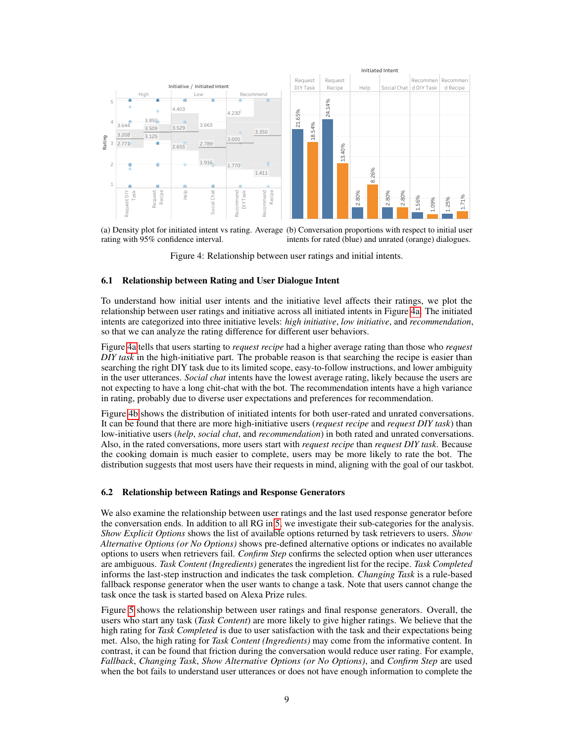(a) Density plot for initiated intent vs rating. Average rating with 95% confidence interval.

(b) Conversation proportions with respect to initial user intents for rated (blue) and unrated (orange) dialogues.

Figure 4: Relationship between user ratings and initial intents.

### 6.1 Relationship between Rating and User Dialogue Intent

To understand how initial user intents and the initiative level affects their ratings, we plot the relationship between user ratings and initiative across all initiated intents in Figure 4a. The initiated intents are categorized into three initiative levels: *high initiative*, *low initiative*, and *recommendation*, so that we can analyze the rating difference for different user behaviors.

Figure 4a tells that users starting to *request recipe* had a higher average rating than those who *request DIY task* in the high-initiative part. The probable reason is that searching the recipe is easier than searching the right DIY task due to its limited scope, easy-to-follow instructions, and lower ambiguity in the user utterances. *Social chat* intents have the lowest average rating, likely because the users are not expecting to have a long chit-chat with the bot. The recommendation intents have a high variance in rating, probably due to diverse user expectations and preferences for recommendation.

Figure 4b shows the distribution of initiated intents for both user-rated and unrated conversations. It can be found that there are more high-initiative users (*request recipe* and *request DIY task*) than low-initiative users (*help*, *social chat*, and *recommendation*) in both rated and unrated conversations. Also, in the rated conversations, more users start with *request recipe* than *request DIY task*. Because the cooking domain is much easier to complete, users may be more likely to rate the bot. The distribution suggests that most users have their requests in mind, aligning with the goal of our taskbot.

### 6.2 Relationship between Ratings and Response Generators

We also examine the relationship between user ratings and the last used response generator before the conversation ends. In addition to all RG in 5, we investigate their sub-categories for the analysis. *Show Explicit Options* shows the list of available options returned by task retrievers to users. *Show Alternative Options (or No Options)* shows pre-defined alternative options or indicates no available options to users when retrievers fail. *Confirm Step* confirms the selected option when user utterances are ambiguous. *Task Content (Ingredients)* generates the ingredient list for the recipe. *Task Completed* informs the last-step instruction and indicates the task completion. *Changing Task* is a rule-based fallback response generator when the user wants to change a task. Note that users cannot change the task once the task is started based on Alexa Prize rules.

Figure 5 shows the relationship between user ratings and final response generators. Overall, the users who start any task (*Task Content*) are more likely to give higher ratings. We believe that the high rating for *Task Completed* is due to user satisfaction with the task and their expectations being met. Also, the high rating for *Task Content (Ingredients)* may come from the informative content. In contrast, it can be found that friction during the conversation would reduce user rating. For example, *Fallback*, *Changing Task*, *Show Alternative Options (or No Options)*, and *Confirm Step* are used when the bot fails to understand user utterances or does not have enough information to complete the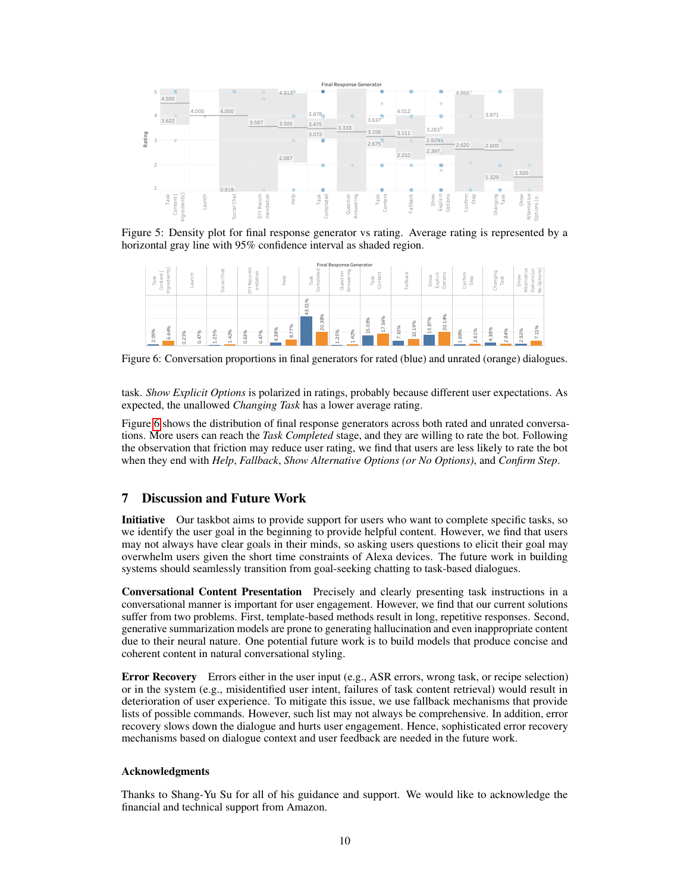Figure 5: Density plot for final response generator vs rating. Average rating is represented by a horizontal gray line with 95% confidence interval as shaded region.

Figure 6: Conversation proportions in final generators for rated (blue) and unrated (orange) dialogues.

task. *Show Explicit Options* is polarized in ratings, probably because different user expectations. As expected, the unallowed *Changing Task* has a lower average rating.

Figure 6 shows the distribution of final response generators across both rated and unrated conversations. More users can reach the *Task Completed* stage, and they are willing to rate the bot. Following the observation that friction may reduce user rating, we find that users are less likely to rate the bot when they end with *Help*, *Fallback*, *Show Alternative Options (or No Options)*, and *Confirm Step*.

## 7 Discussion and Future Work

**Initiative** Our taskbot aims to provide support for users who want to complete specific tasks, so we identify the user goal in the beginning to provide helpful content. However, we find that users may not always have clear goals in their minds, so asking users questions to elicit their goal may overwhelm users given the short time constraints of Alexa devices. The future work in building systems should seamlessly transition from goal-seeking chatting to task-based dialogues.

**Conversational Content Presentation** Precisely and clearly presenting task instructions in a conversational manner is important for user engagement. However, we find that our current solutions suffer from two problems. First, template-based methods result in long, repetitive responses. Second, generative summarization models are prone to generating hallucination and even inappropriate content due to their neural nature. One potential future work is to build models that produce concise and coherent content in natural conversational styling.

**Error Recovery** Errors either in the user input (e.g., ASR errors, wrong task, or recipe selection) or in the system (e.g., misidentified user intent, failures of task content retrieval) would result in deterioration of user experience. To mitigate this issue, we use fallback mechanisms that provide lists of possible commands. However, such list may not always be comprehensive. In addition, error recovery slows down the dialogue and hurts user engagement. Hence, sophisticated error recovery mechanisms based on dialogue context and user feedback are needed in the future work.

### Acknowledgments

Thanks to Shang-Yu Su for all of his guidance and support. We would like to acknowledge the financial and technical support from Amazon.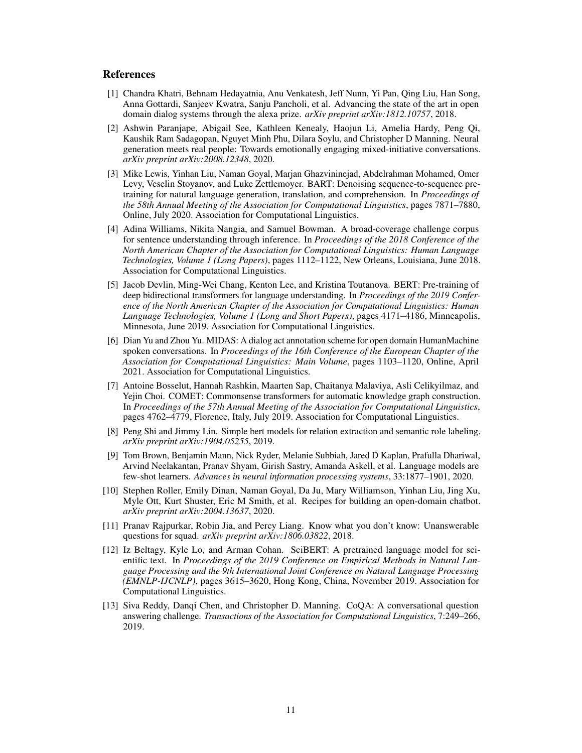## References

[1] Chandra Khatri, Behnam Hedayatnia, Anu Venkatesh, Jeff Nunn, Yi Pan, Qing Liu, Han Song, Anna Gottardi, Sanjeev Kwatra, Sanju Pancholi, et al. Advancing the state of the art in open domain dialog systems through the alexa prize. *arXiv preprint arXiv:1812.10757*, 2018.

[2] Ashwin Paranjape, Abigail See, Kathleen Kenealy, Haojun Li, Amelia Hardy, Peng Qi, Kaushik Ram Sadagopan, Nguyet Minh Phu, Dilara Soylu, and Christopher D Manning. Neural generation meets real people: Towards emotionally engaging mixed-initiative conversations. *arXiv preprint arXiv:2008.12348*, 2020.

[3] Mike Lewis, Yinhan Liu, Naman Goyal, Marjan Ghazvininejad, Abdelrahman Mohamed, Omer Levy, Veselin Stoyanov, and Luke Zettlemoyer. BART: Denoising sequence-to-sequence pre-training for natural language generation, translation, and comprehension. In *Proceedings of the 58th Annual Meeting of the Association for Computational Linguistics*, pages 7871–7880, Online, July 2020. Association for Computational Linguistics.

[4] Adina Williams, Nikita Nangia, and Samuel Bowman. A broad-coverage challenge corpus for sentence understanding through inference. In *Proceedings of the 2018 Conference of the North American Chapter of the Association for Computational Linguistics: Human Language Technologies, Volume 1 (Long Papers)*, pages 1112–1122, New Orleans, Louisiana, June 2018. Association for Computational Linguistics.

[5] Jacob Devlin, Ming-Wei Chang, Kenton Lee, and Kristina Toutanova. BERT: Pre-training of deep bidirectional transformers for language understanding. In *Proceedings of the 2019 Conference of the North American Chapter of the Association for Computational Linguistics: Human Language Technologies, Volume 1 (Long and Short Papers)*, pages 4171–4186, Minneapolis, Minnesota, June 2019. Association for Computational Linguistics.

[6] Dian Yu and Zhou Yu. MIDAS: A dialog act annotation scheme for open domain HumanMachine spoken conversations. In *Proceedings of the 16th Conference of the European Chapter of the Association for Computational Linguistics: Main Volume*, pages 1103–1120, Online, April 2021. Association for Computational Linguistics.

[7] Antoine Bosselut, Hannah Rashkin, Maarten Sap, Chaitanya Malaviya, Asli Celikyilmaz, and Yejin Choi. COMET: Commonsense transformers for automatic knowledge graph construction. In *Proceedings of the 57th Annual Meeting of the Association for Computational Linguistics*, pages 4762–4779, Florence, Italy, July 2019. Association for Computational Linguistics.

[8] Peng Shi and Jimmy Lin. Simple bert models for relation extraction and semantic role labeling. *arXiv preprint arXiv:1904.05255*, 2019.

[9] Tom Brown, Benjamin Mann, Nick Ryder, Melanie Subbiah, Jared D Kaplan, Prafulla Dhariwal, Arvind Neelakantan, Pranav Shyam, Girish Sastry, Amanda Askell, et al. Language models are few-shot learners. *Advances in neural information processing systems*, 33:1877–1901, 2020.

[10] Stephen Roller, Emily Dinan, Naman Goyal, Da Ju, Mary Williamson, Yinhan Liu, Jing Xu, Myle Ott, Kurt Shuster, Eric M Smith, et al. Recipes for building an open-domain chatbot. *arXiv preprint arXiv:2004.13637*, 2020.

[11] Pranav Rajpurkar, Robin Jia, and Percy Liang. Know what you don't know: Unanswerable questions for squad. *arXiv preprint arXiv:1806.03822*, 2018.

[12] Iz Beltagy, Kyle Lo, and Arman Cohan. SciBERT: A pretrained language model for scientific text. In *Proceedings of the 2019 Conference on Empirical Methods in Natural Language Processing and the 9th International Joint Conference on Natural Language Processing (EMNLP-IJCNLP)*, pages 3615–3620, Hong Kong, China, November 2019. Association for Computational Linguistics.

[13] Siva Reddy, Danqi Chen, and Christopher D. Manning. CoQA: A conversational question answering challenge. *Transactions of the Association for Computational Linguistics*, 7:249–266, 2019.